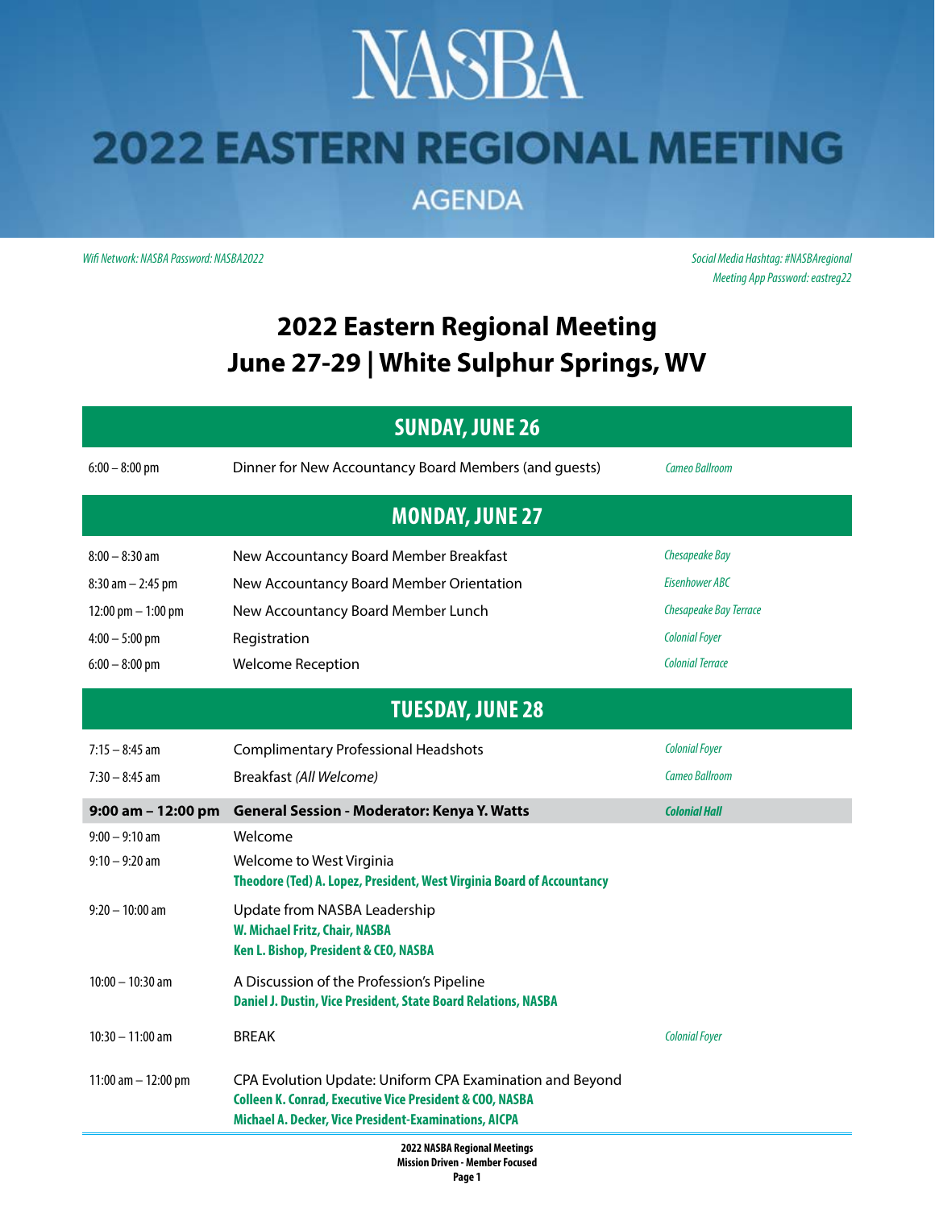# NASBA

# 2022 EASTERN REGIONAL MEETING

## AGENDA

*Wifi Network: NASBA Password: NASBA2022*

*Social Media Hashtag: #NASBAregional*
*Meeting App Password: eastreg22*

## 2022 Eastern Regional Meeting
## June 27-29 | White Sulphur Springs, WV

### SUNDAY, JUNE 26

| | | |
|---|---|---|
| 6:00 – 8:00 pm | Dinner for New Accountancy Board Members (and guests) | *Cameo Ballroom* |

### MONDAY, JUNE 27

| | | |
|---|---|---|
| 8:00 – 8:30 am | New Accountancy Board Member Breakfast | *Chesapeake Bay* |
| 8:30 am – 2:45 pm | New Accountancy Board Member Orientation | *Eisenhower ABC* |
| 12:00 pm – 1:00 pm | New Accountancy Board Member Lunch | *Chesapeake Bay Terrace* |
| 4:00 – 5:00 pm | Registration | *Colonial Foyer* |
| 6:00 – 8:00 pm | Welcome Reception | *Colonial Terrace* |

### TUESDAY, JUNE 28

| | | |
|---|---|---|
| 7:15 – 8:45 am | Complimentary Professional Headshots | *Colonial Foyer* |
| 7:30 – 8:45 am | Breakfast *(All Welcome)* | *Cameo Ballroom* |
| **9:00 am – 12:00 pm** | **General Session - Moderator: Kenya Y. Watts** | ***Colonial Hall*** |
| 9:00 – 9:10 am | Welcome | |
| 9:10 – 9:20 am | Welcome to West Virginia<br>**Theodore (Ted) A. Lopez, President, West Virginia Board of Accountancy** | |
| 9:20 – 10:00 am | Update from NASBA Leadership<br>**W. Michael Fritz, Chair, NASBA**<br>**Ken L. Bishop, President & CEO, NASBA** | |
| 10:00 – 10:30 am | A Discussion of the Profession's Pipeline<br>**Daniel J. Dustin, Vice President, State Board Relations, NASBA** | |
| 10:30 – 11:00 am | BREAK | *Colonial Foyer* |
| 11:00 am – 12:00 pm | CPA Evolution Update: Uniform CPA Examination and Beyond<br>**Colleen K. Conrad, Executive Vice President & COO, NASBA**<br>**Michael A. Decker, Vice President-Examinations, AICPA** | |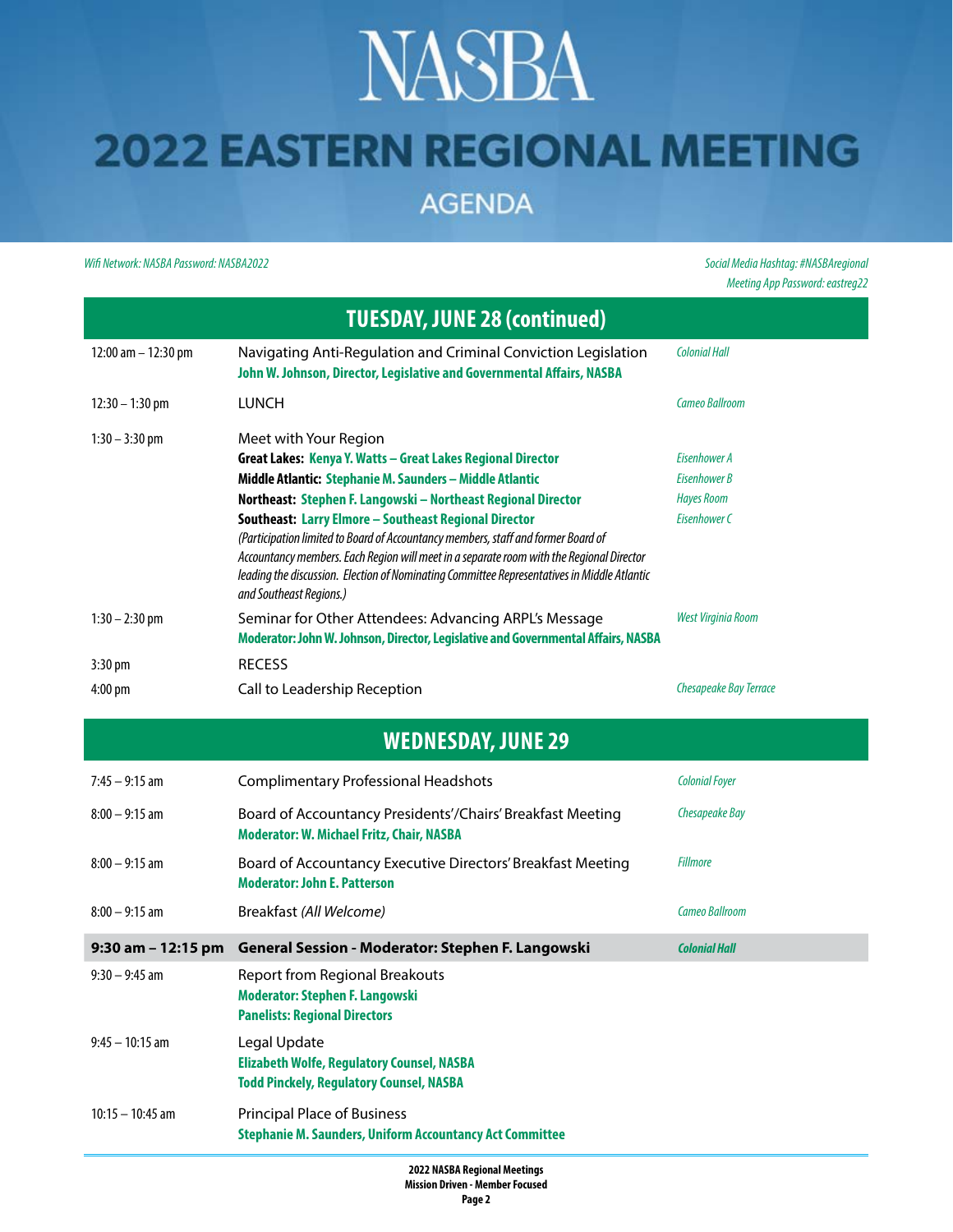# NASBA

# 2022 EASTERN REGIONAL MEETING

## AGENDA

*Wifi Network: NASBA Password: NASBA2022*

*Social Media Hashtag: #NASBAregional*
*Meeting App Password: eastreg22*

## TUESDAY, JUNE 28 (continued)

| Time | Session | Location |
|---|---|---|
| 12:00 am – 12:30 pm | Navigating Anti-Regulation and Criminal Conviction Legislation<br>**John W. Johnson, Director, Legislative and Governmental Affairs, NASBA** | *Colonial Hall* |
| 12:30 – 1:30 pm | LUNCH | *Cameo Ballroom* |
| 1:30 – 3:30 pm | Meet with Your Region<br>**Great Lakes: Kenya Y. Watts – Great Lakes Regional Director**<br>**Middle Atlantic: Stephanie M. Saunders – Middle Atlantic**<br>**Northeast: Stephen F. Langowski – Northeast Regional Director**<br>**Southeast: Larry Elmore – Southeast Regional Director**<br>*(Participation limited to Board of Accountancy members, staff and former Board of Accountancy members. Each Region will meet in a separate room with the Regional Director leading the discussion. Election of Nominating Committee Representatives in Middle Atlantic and Southeast Regions.)* | <br>*Eisenhower A*<br>*Eisenhower B*<br>*Hayes Room*<br>*Eisenhower C* |
| 1:30 – 2:30 pm | Seminar for Other Attendees: Advancing ARPL's Message<br>**Moderator: John W. Johnson, Director, Legislative and Governmental Affairs, NASBA** | *West Virginia Room* |
| 3:30 pm | RECESS | |
| 4:00 pm | Call to Leadership Reception | *Chesapeake Bay Terrace* |

## WEDNESDAY, JUNE 29

| Time | Session | Location |
|---|---|---|
| 7:45 – 9:15 am | Complimentary Professional Headshots | *Colonial Foyer* |
| 8:00 – 9:15 am | Board of Accountancy Presidents'/Chairs' Breakfast Meeting<br>**Moderator: W. Michael Fritz, Chair, NASBA** | *Chesapeake Bay* |
| 8:00 – 9:15 am | Board of Accountancy Executive Directors' Breakfast Meeting<br>**Moderator: John E. Patterson** | *Fillmore* |
| 8:00 – 9:15 am | Breakfast *(All Welcome)* | *Cameo Ballroom* |
| **9:30 am – 12:15 pm** | **General Session - Moderator: Stephen F. Langowski** | ***Colonial Hall*** |
| 9:30 – 9:45 am | Report from Regional Breakouts<br>**Moderator: Stephen F. Langowski**<br>**Panelists: Regional Directors** | |
| 9:45 – 10:15 am | Legal Update<br>**Elizabeth Wolfe, Regulatory Counsel, NASBA**<br>**Todd Pinckely, Regulatory Counsel, NASBA** | |
| 10:15 – 10:45 am | Principal Place of Business<br>**Stephanie M. Saunders, Uniform Accountancy Act Committee** | |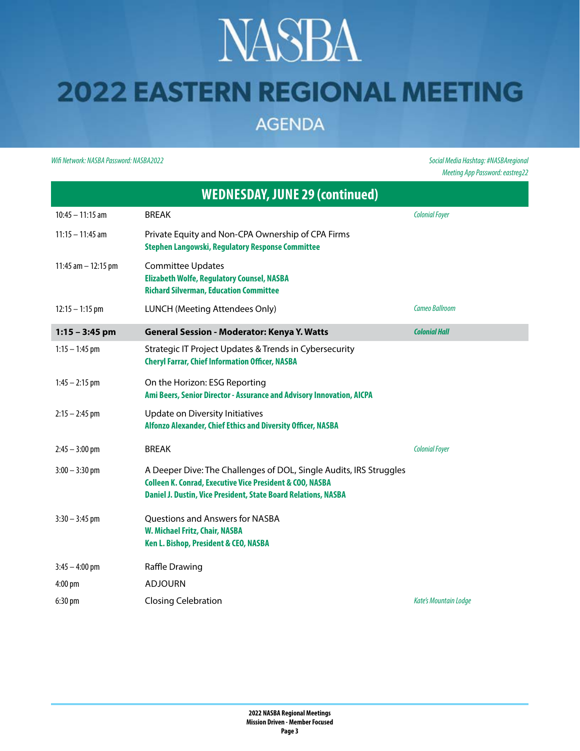# NASBA

## 2022 EASTERN REGIONAL MEETING

### AGENDA

*Wifi Network: NASBA Password: NASBA2022*

*Social Media Hashtag: #NASBAregional*
*Meeting App Password: eastreg22*

| WEDNESDAY, JUNE 29 (continued) | | |
|---|---|---|
| 10:45 – 11:15 am | BREAK | *Colonial Foyer* |
| 11:15 – 11:45 am | Private Equity and Non-CPA Ownership of CPA Firms<br>**Stephen Langowski, Regulatory Response Committee** | |
| 11:45 am – 12:15 pm | Committee Updates<br>**Elizabeth Wolfe, Regulatory Counsel, NASBA**<br>**Richard Silverman, Education Committee** | |
| 12:15 – 1:15 pm | LUNCH (Meeting Attendees Only) | *Cameo Ballroom* |
| **1:15 – 3:45 pm** | **General Session - Moderator: Kenya Y. Watts** | ***Colonial Hall*** |
| 1:15 – 1:45 pm | Strategic IT Project Updates & Trends in Cybersecurity<br>**Cheryl Farrar, Chief Information Officer, NASBA** | |
| 1:45 – 2:15 pm | On the Horizon: ESG Reporting<br>**Ami Beers, Senior Director - Assurance and Advisory Innovation, AICPA** | |
| 2:15 – 2:45 pm | Update on Diversity Initiatives<br>**Alfonzo Alexander, Chief Ethics and Diversity Officer, NASBA** | |
| 2:45 – 3:00 pm | BREAK | *Colonial Foyer* |
| 3:00 – 3:30 pm | A Deeper Dive: The Challenges of DOL, Single Audits, IRS Struggles<br>**Colleen K. Conrad, Executive Vice President & COO, NASBA**<br>**Daniel J. Dustin, Vice President, State Board Relations, NASBA** | |
| 3:30 – 3:45 pm | Questions and Answers for NASBA<br>**W. Michael Fritz, Chair, NASBA**<br>**Ken L. Bishop, President & CEO, NASBA** | |
| 3:45 – 4:00 pm | Raffle Drawing | |
| 4:00 pm | ADJOURN | |
| 6:30 pm | Closing Celebration | *Kate's Mountain Lodge* |

**2022 NASBA Regional Meetings**
**Mission Driven - Member Focused**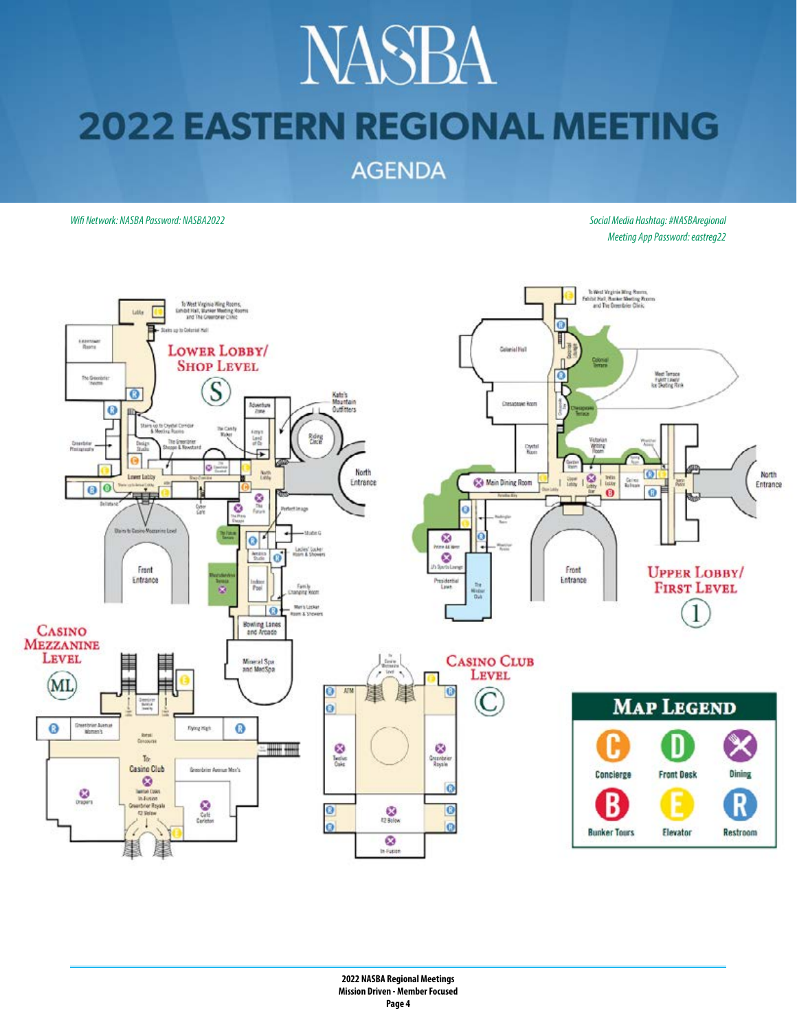# NASBA

## 2022 EASTERN REGIONAL MEETING

### AGENDA

*Wifi Network: NASBA Password: NASBA2022*

*Social Media Hashtag: #NASBAregional*

*Meeting App Password: eastreg22*

LOWER LOBBY/ SHOP LEVEL (S)

UPPER LOBBY/ FIRST LEVEL (1)

CASINO MEZZANINE LEVEL (ML)

CASINO CLUB LEVEL (C)

MAP LEGEND

C Concierge

D Front Desk

Dining

B Bunker Tours

E Elevator

R Restroom